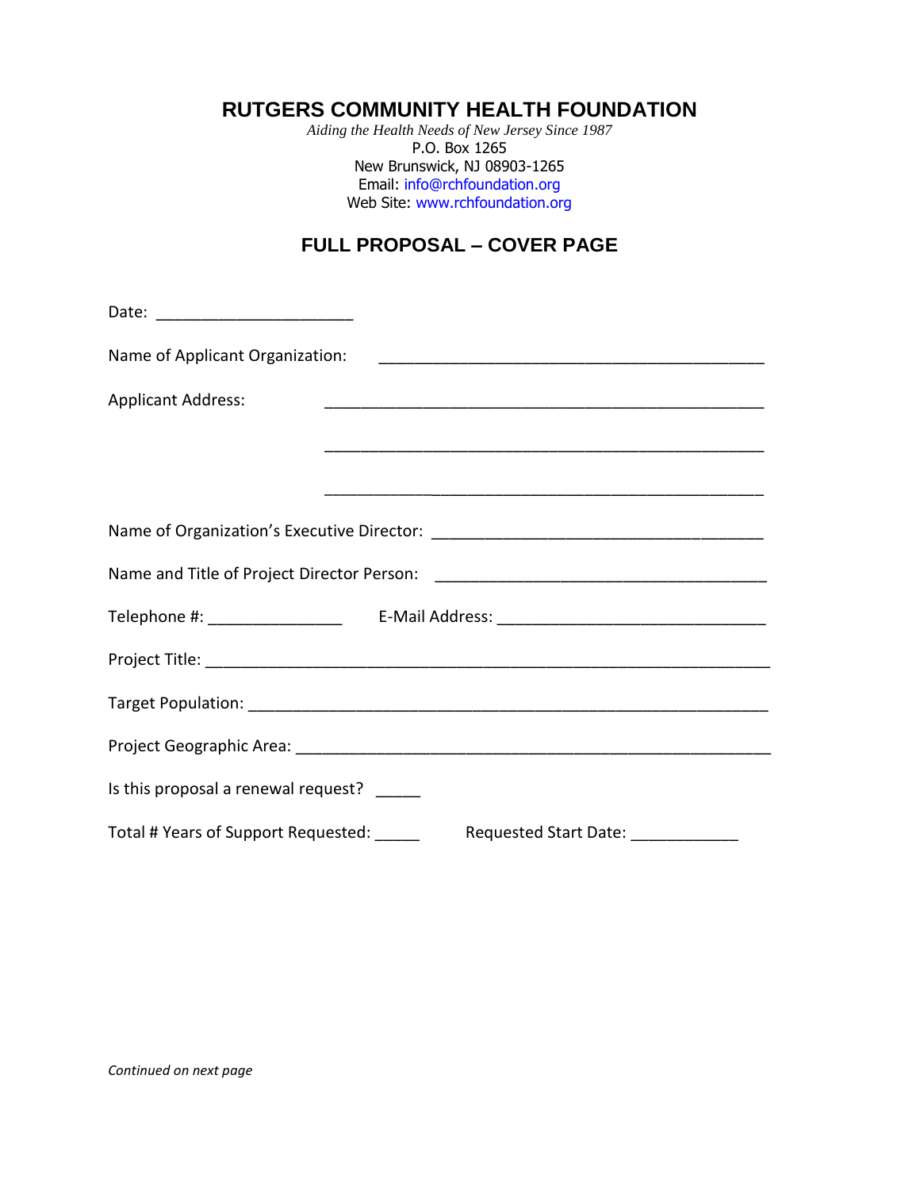# RUTGERS COMMUNITY HEALTH FOUNDATION

*Aiding the Health Needs of New Jersey Since 1987*
P.O. Box 1265
New Brunswick, NJ 08903-1265
Email: info@rchfoundation.org
Web Site: www.rchfoundation.org

## FULL PROPOSAL – COVER PAGE

Date: ______________________

Name of Applicant Organization: ____________________________________________

Applicant Address: ________________________________________________

________________________________________________

________________________________________________

Name of Organization's Executive Director: _____________________________________

Name and Title of Project Director Person: _____________________________________

Telephone #: _______________ E-Mail Address: ______________________________

Project Title: _______________________________________________________________

Target Population: ___________________________________________________________

Project Geographic Area: ______________________________________________________

Is this proposal a renewal request? _____

Total # Years of Support Requested: _____ Requested Start Date: ____________

*Continued on next page*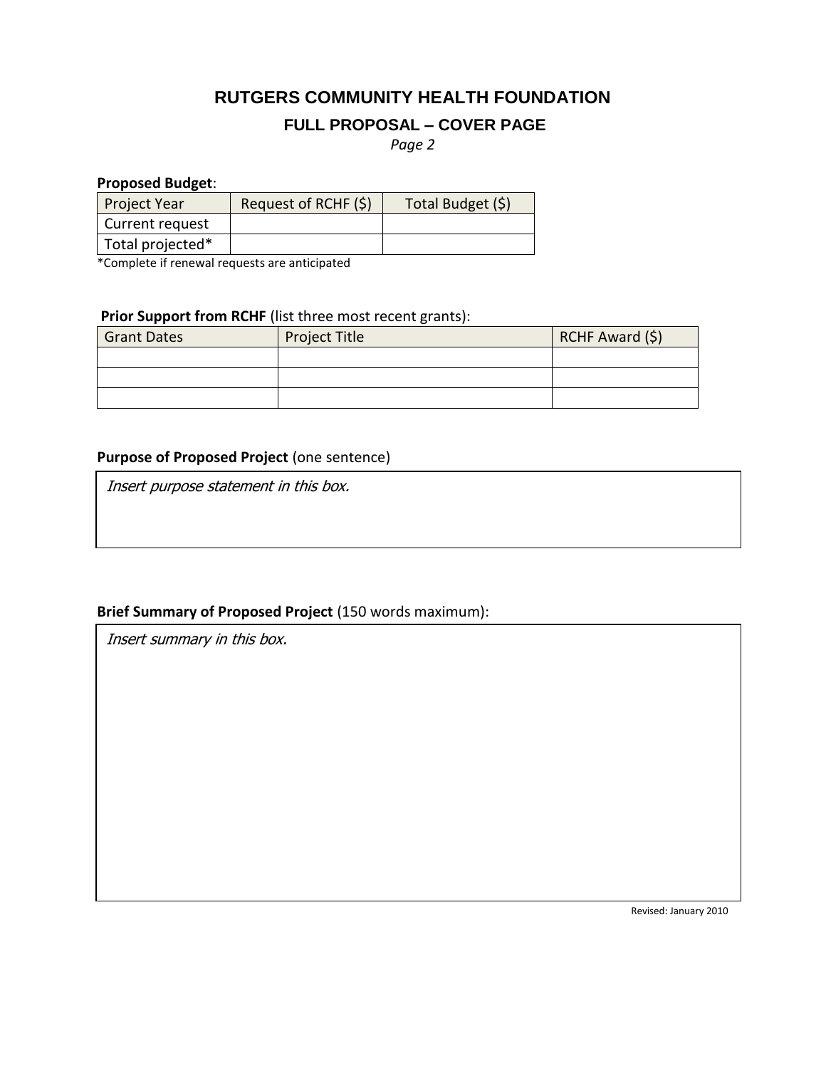# RUTGERS COMMUNITY HEALTH FOUNDATION

## FULL PROPOSAL – COVER PAGE

*Page 2*

**Proposed Budget**:

| Project Year | Request of RCHF ($) | Total Budget ($) |
|---|---|---|
| Current request | | |
| Total projected* | | |

*Complete if renewal requests are anticipated

**Prior Support from RCHF** (list three most recent grants):

| Grant Dates | Project Title | RCHF Award ($) |
|---|---|---|
| | | |
| | | |
| | | |

**Purpose of Proposed Project** (one sentence)

*Insert purpose statement in this box.*

**Brief Summary of Proposed Project** (150 words maximum):

*Insert summary in this box.*

Revised: January 2010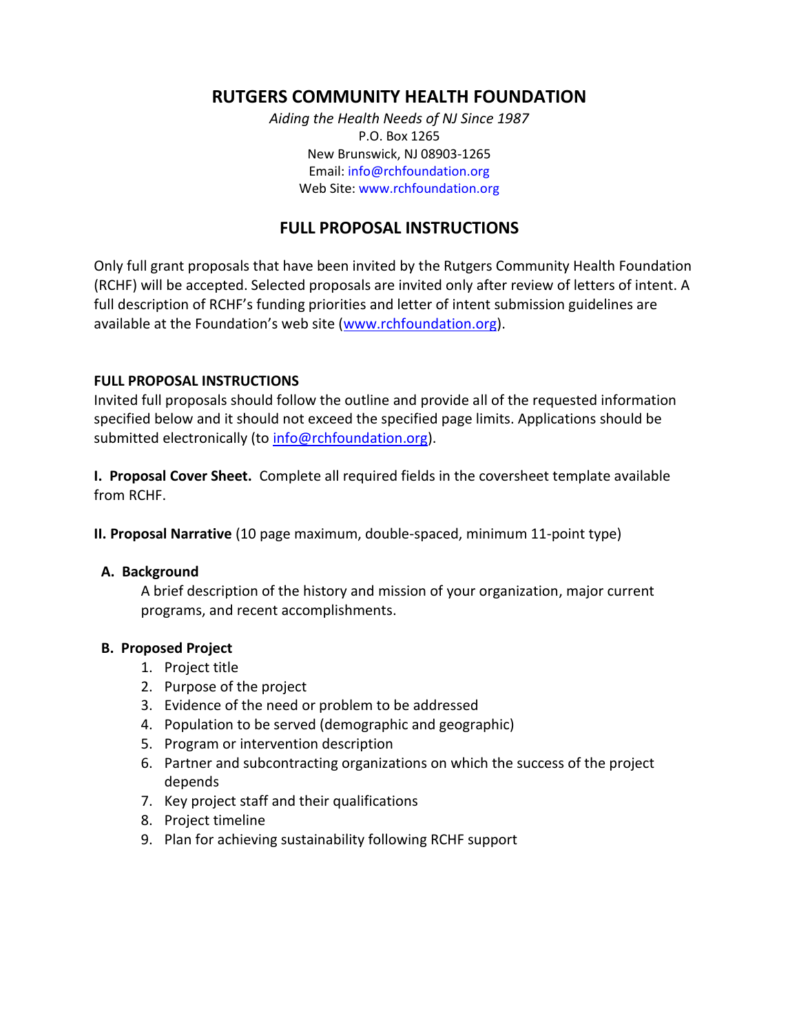# RUTGERS COMMUNITY HEALTH FOUNDATION

*Aiding the Health Needs of NJ Since 1987*
P.O. Box 1265
New Brunswick, NJ 08903-1265
Email: info@rchfoundation.org
Web Site: www.rchfoundation.org

## FULL PROPOSAL INSTRUCTIONS

Only full grant proposals that have been invited by the Rutgers Community Health Foundation (RCHF) will be accepted. Selected proposals are invited only after review of letters of intent. A full description of RCHF's funding priorities and letter of intent submission guidelines are available at the Foundation's web site (www.rchfoundation.org).

**FULL PROPOSAL INSTRUCTIONS**

Invited full proposals should follow the outline and provide all of the requested information specified below and it should not exceed the specified page limits. Applications should be submitted electronically (to info@rchfoundation.org).

**I. Proposal Cover Sheet.** Complete all required fields in the coversheet template available from RCHF.

**II. Proposal Narrative** (10 page maximum, double-spaced, minimum 11-point type)

**A. Background**

A brief description of the history and mission of your organization, major current programs, and recent accomplishments.

**B. Proposed Project**

1. Project title
2. Purpose of the project
3. Evidence of the need or problem to be addressed
4. Population to be served (demographic and geographic)
5. Program or intervention description
6. Partner and subcontracting organizations on which the success of the project depends
7. Key project staff and their qualifications
8. Project timeline
9. Plan for achieving sustainability following RCHF support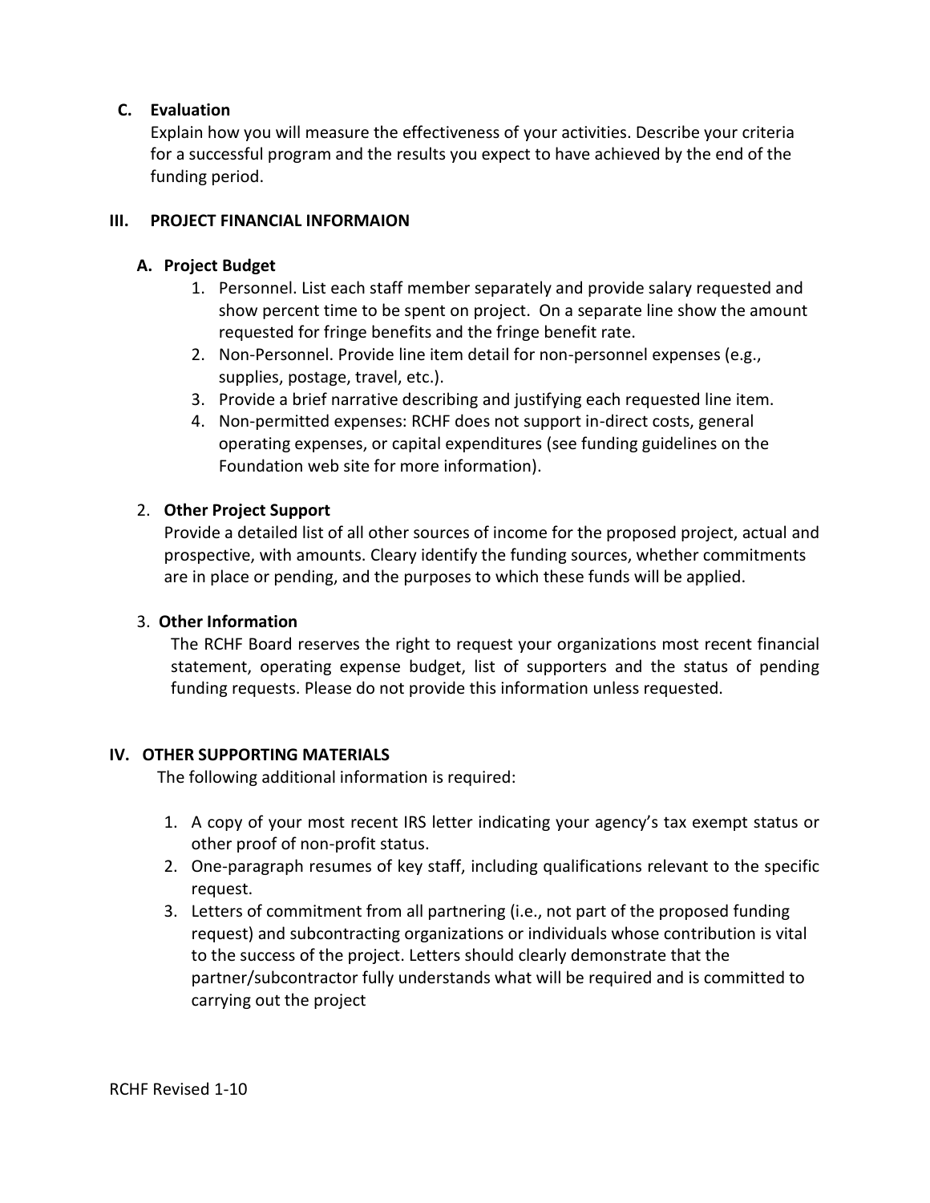**C. Evaluation**

Explain how you will measure the effectiveness of your activities. Describe your criteria for a successful program and the results you expect to have achieved by the end of the funding period.

## III. PROJECT FINANCIAL INFORMAION

### A. Project Budget

1. Personnel. List each staff member separately and provide salary requested and show percent time to be spent on project. On a separate line show the amount requested for fringe benefits and the fringe benefit rate.
2. Non-Personnel. Provide line item detail for non-personnel expenses (e.g., supplies, postage, travel, etc.).
3. Provide a brief narrative describing and justifying each requested line item.
4. Non-permitted expenses: RCHF does not support in-direct costs, general operating expenses, or capital expenditures (see funding guidelines on the Foundation web site for more information).

### 2. Other Project Support

Provide a detailed list of all other sources of income for the proposed project, actual and prospective, with amounts. Cleary identify the funding sources, whether commitments are in place or pending, and the purposes to which these funds will be applied.

### 3. Other Information

The RCHF Board reserves the right to request your organizations most recent financial statement, operating expense budget, list of supporters and the status of pending funding requests. Please do not provide this information unless requested.

## IV. OTHER SUPPORTING MATERIALS

The following additional information is required:

1. A copy of your most recent IRS letter indicating your agency's tax exempt status or other proof of non-profit status.
2. One-paragraph resumes of key staff, including qualifications relevant to the specific request.
3. Letters of commitment from all partnering (i.e., not part of the proposed funding request) and subcontracting organizations or individuals whose contribution is vital to the success of the project. Letters should clearly demonstrate that the partner/subcontractor fully understands what will be required and is committed to carrying out the project

RCHF Revised 1-10